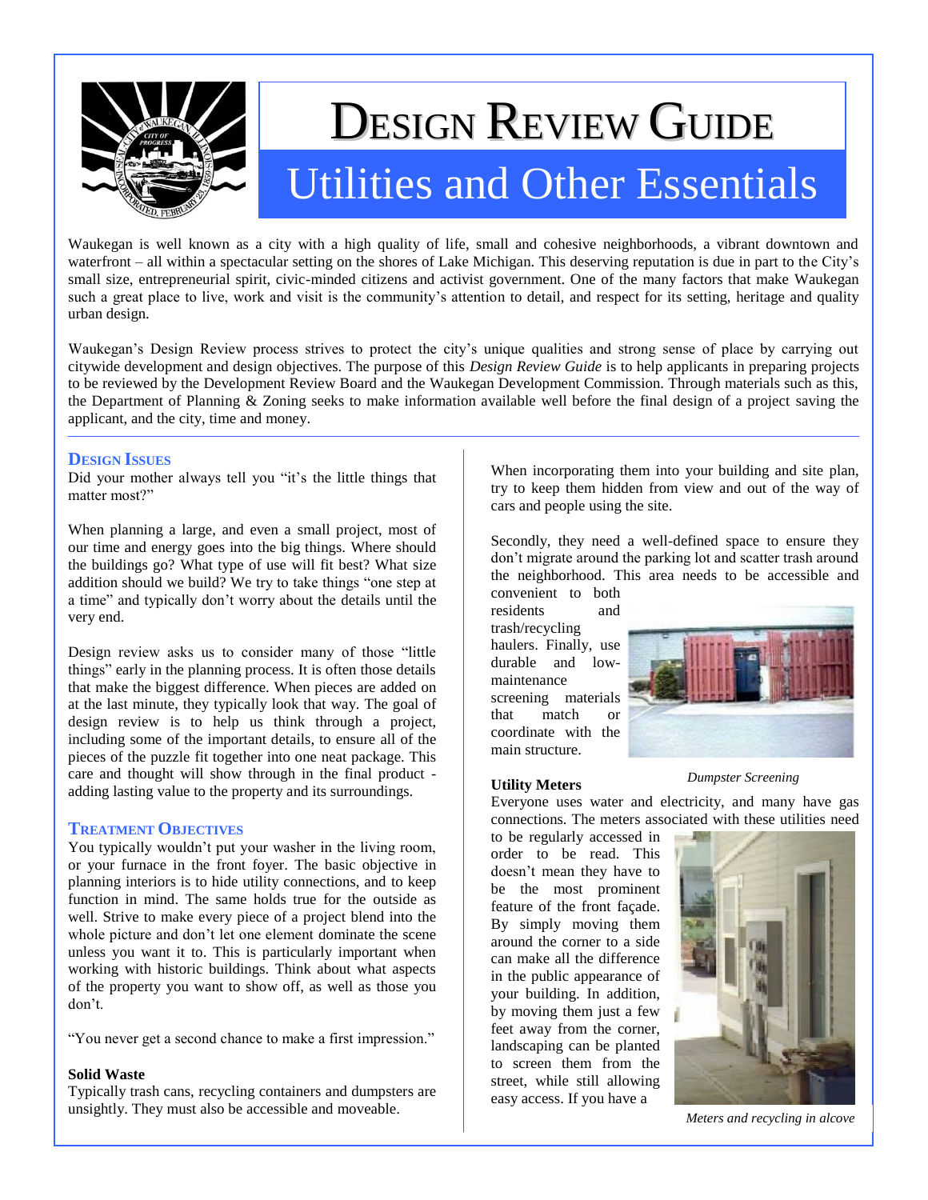# Design Review Guide

## Utilities and Other Essentials

Waukegan is well known as a city with a high quality of life, small and cohesive neighborhoods, a vibrant downtown and waterfront – all within a spectacular setting on the shores of Lake Michigan. This deserving reputation is due in part to the City's small size, entrepreneurial spirit, civic-minded citizens and activist government. One of the many factors that make Waukegan such a great place to live, work and visit is the community's attention to detail, and respect for its setting, heritage and quality urban design.

Waukegan's Design Review process strives to protect the city's unique qualities and strong sense of place by carrying out citywide development and design objectives. The purpose of this *Design Review Guide* is to help applicants in preparing projects to be reviewed by the Development Review Board and the Waukegan Development Commission. Through materials such as this, the Department of Planning & Zoning seeks to make information available well before the final design of a project saving the applicant, and the city, time and money.

### Design Issues

Did your mother always tell you "it's the little things that matter most?"

When planning a large, and even a small project, most of our time and energy goes into the big things. Where should the buildings go? What type of use will fit best? What size addition should we build? We try to take things "one step at a time" and typically don't worry about the details until the very end.

Design review asks us to consider many of those "little things" early in the planning process. It is often those details that make the biggest difference. When pieces are added on at the last minute, they typically look that way. The goal of design review is to help us think through a project, including some of the important details, to ensure all of the pieces of the puzzle fit together into one neat package. This care and thought will show through in the final product - adding lasting value to the property and its surroundings.

### Treatment Objectives

You typically wouldn't put your washer in the living room, or your furnace in the front foyer. The basic objective in planning interiors is to hide utility connections, and to keep function in mind. The same holds true for the outside as well. Strive to make every piece of a project blend into the whole picture and don't let one element dominate the scene unless you want it to. This is particularly important when working with historic buildings. Think about what aspects of the property you want to show off, as well as those you don't.

"You never get a second chance to make a first impression."

**Solid Waste**

Typically trash cans, recycling containers and dumpsters are unsightly. They must also be accessible and moveable. When incorporating them into your building and site plan, try to keep them hidden from view and out of the way of cars and people using the site.

Secondly, they need a well-defined space to ensure they don't migrate around the parking lot and scatter trash around the neighborhood. This area needs to be accessible and convenient to both residents and trash/recycling haulers. Finally, use durable and low-maintenance screening materials that match or coordinate with the main structure.

*Dumpster Screening*

**Utility Meters**

Everyone uses water and electricity, and many have gas connections. The meters associated with these utilities need to be regularly accessed in order to be read. This doesn't mean they have to be the most prominent feature of the front façade. By simply moving them around the corner to a side can make all the difference in the public appearance of your building. In addition, by moving them just a few feet away from the corner, landscaping can be planted to screen them from the street, while still allowing easy access. If you have a

*Meters and recycling in alcove*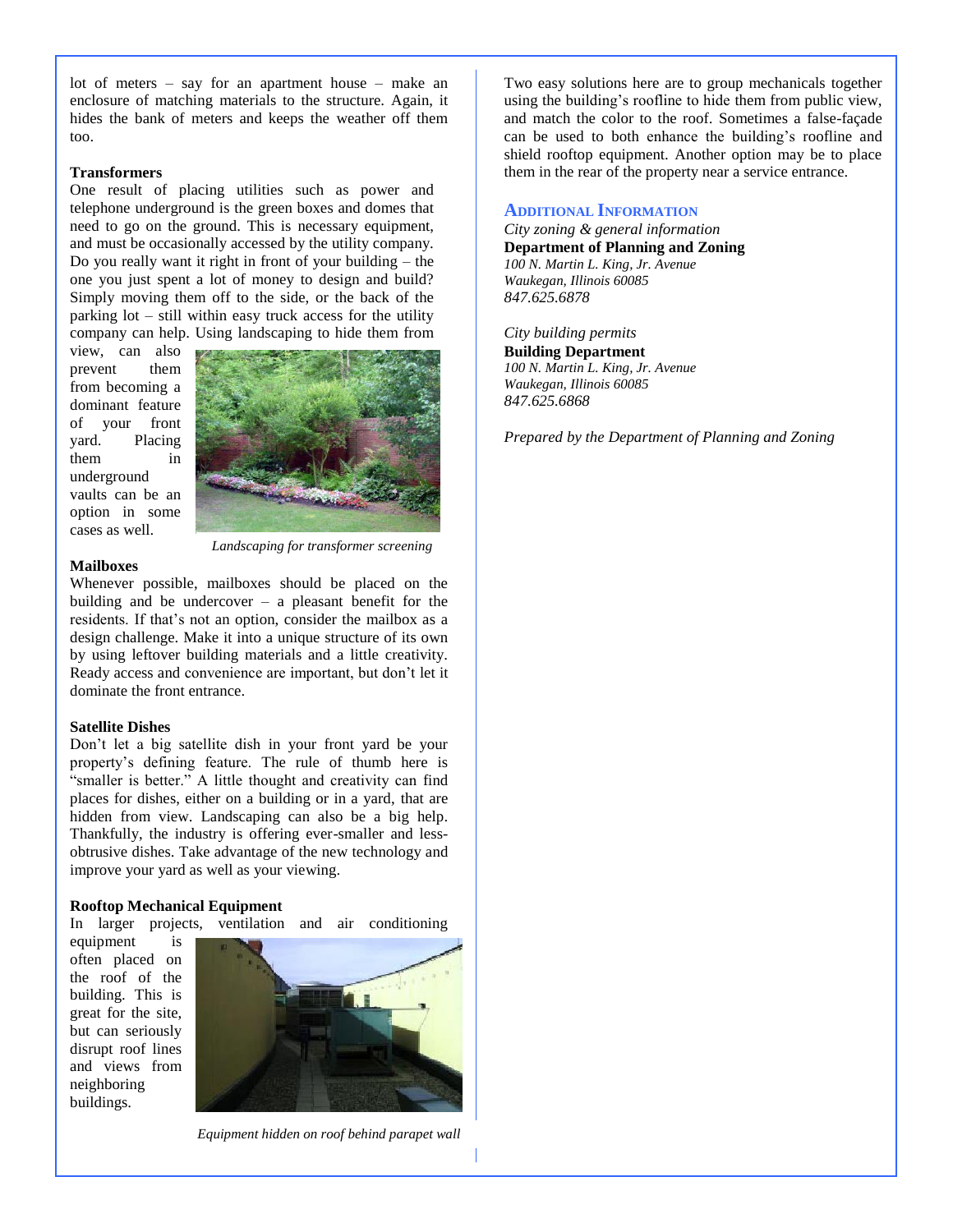lot of meters – say for an apartment house – make an enclosure of matching materials to the structure. Again, it hides the bank of meters and keeps the weather off them too.

**Transformers**

One result of placing utilities such as power and telephone underground is the green boxes and domes that need to go on the ground. This is necessary equipment, and must be occasionally accessed by the utility company. Do you really want it right in front of your building – the one you just spent a lot of money to design and build? Simply moving them off to the side, or the back of the parking lot – still within easy truck access for the utility company can help. Using landscaping to hide them from view, can also prevent them from becoming a dominant feature of your front yard. Placing them in underground vaults can be an option in some cases as well.

*Landscaping for transformer screening*

**Mailboxes**

Whenever possible, mailboxes should be placed on the building and be undercover – a pleasant benefit for the residents. If that's not an option, consider the mailbox as a design challenge. Make it into a unique structure of its own by using leftover building materials and a little creativity. Ready access and convenience are important, but don't let it dominate the front entrance.

**Satellite Dishes**

Don't let a big satellite dish in your front yard be your property's defining feature. The rule of thumb here is "smaller is better." A little thought and creativity can find places for dishes, either on a building or in a yard, that are hidden from view. Landscaping can also be a big help. Thankfully, the industry is offering ever-smaller and less-obtrusive dishes. Take advantage of the new technology and improve your yard as well as your viewing.

**Rooftop Mechanical Equipment**

In larger projects, ventilation and air conditioning equipment is often placed on the roof of the building. This is great for the site, but can seriously disrupt roof lines and views from neighboring buildings.

*Equipment hidden on roof behind parapet wall*

Two easy solutions here are to group mechanicals together using the building's roofline to hide them from public view, and match the color to the roof. Sometimes a false-façade can be used to both enhance the building's roofline and shield rooftop equipment. Another option may be to place them in the rear of the property near a service entrance.

## Additional Information

*City zoning & general information*
**Department of Planning and Zoning**
*100 N. Martin L. King, Jr. Avenue*
*Waukegan, Illinois 60085*
*847.625.6878*

*City building permits*
**Building Department**
*100 N. Martin L. King, Jr. Avenue*
*Waukegan, Illinois 60085*
*847.625.6868*

*Prepared by the Department of Planning and Zoning*